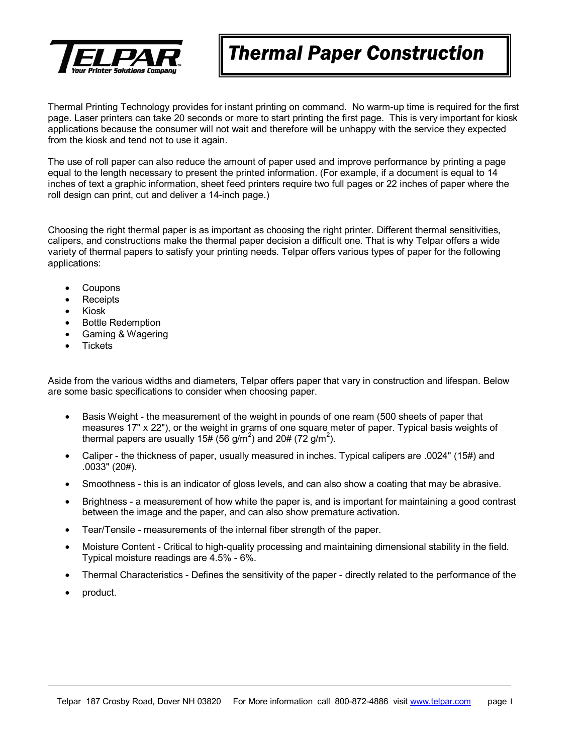# Thermal Paper Construction

Thermal Printing Technology provides for instant printing on command. No warm-up time is required for the first page. Laser printers can take 20 seconds or more to start printing the first page. This is very important for kiosk applications because the consumer will not wait and therefore will be unhappy with the service they expected from the kiosk and tend not to use it again.

The use of roll paper can also reduce the amount of paper used and improve performance by printing a page equal to the length necessary to present the printed information. (For example, if a document is equal to 14 inches of text a graphic information, sheet feed printers require two full pages or 22 inches of paper where the roll design can print, cut and deliver a 14-inch page.)

Choosing the right thermal paper is as important as choosing the right printer. Different thermal sensitivities, calipers, and constructions make the thermal paper decision a difficult one. That is why Telpar offers a wide variety of thermal papers to satisfy your printing needs. Telpar offers various types of paper for the following applications:

- Coupons
- Receipts
- Kiosk
- Bottle Redemption
- Gaming & Wagering
- Tickets

Aside from the various widths and diameters, Telpar offers paper that vary in construction and lifespan. Below are some basic specifications to consider when choosing paper.

- Basis Weight - the measurement of the weight in pounds of one ream (500 sheets of paper that measures 17" x 22"), or the weight in grams of one square meter of paper. Typical basis weights of thermal papers are usually 15# (56 g/m$^2$) and 20# (72 g/m$^2$).
- Caliper - the thickness of paper, usually measured in inches. Typical calipers are .0024" (15#) and .0033" (20#).
- Smoothness - this is an indicator of gloss levels, and can also show a coating that may be abrasive.
- Brightness - a measurement of how white the paper is, and is important for maintaining a good contrast between the image and the paper, and can also show premature activation.
- Tear/Tensile - measurements of the internal fiber strength of the paper.
- Moisture Content - Critical to high-quality processing and maintaining dimensional stability in the field. Typical moisture readings are 4.5% - 6%.
- Thermal Characteristics - Defines the sensitivity of the paper - directly related to the performance of the
- product.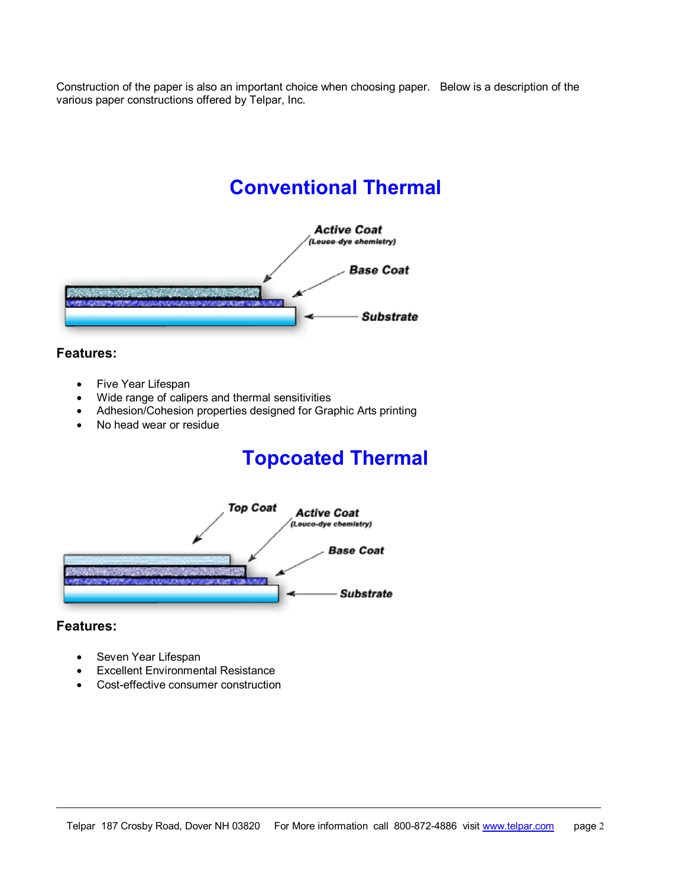Construction of the paper is also an important choice when choosing paper. Below is a description of the various paper constructions offered by Telpar, Inc.

# Conventional Thermal

Active Coat
(Leuco-dye chemistry)

Base Coat

Substrate

**Features:**

- Five Year Lifespan
- Wide range of calipers and thermal sensitivities
- Adhesion/Cohesion properties designed for Graphic Arts printing
- No head wear or residue

# Topcoated Thermal

Top Coat

Active Coat
(Leuco-dye chemistry)

Base Coat

Substrate

**Features:**

- Seven Year Lifespan
- Excellent Environmental Resistance
- Cost-effective consumer construction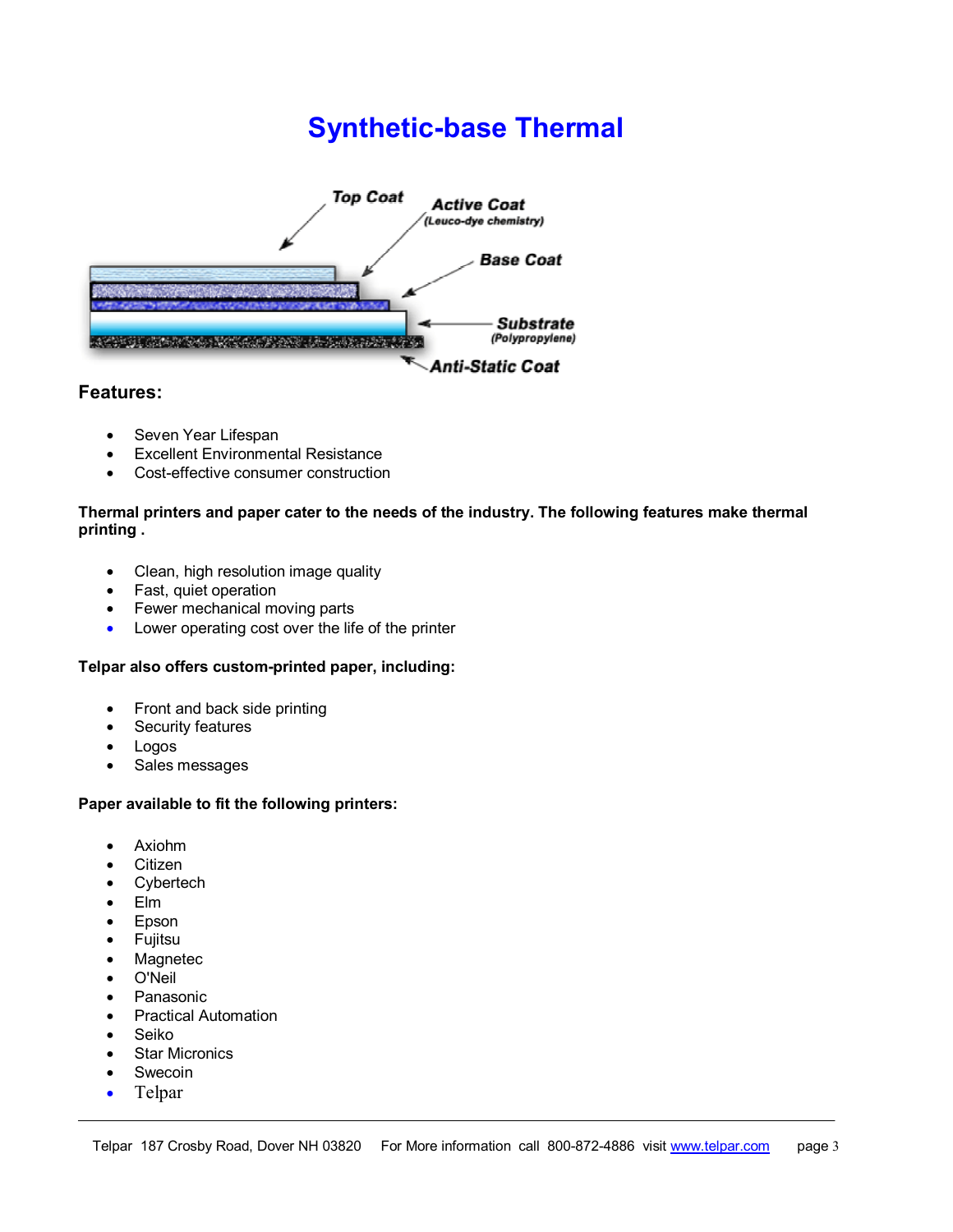# Synthetic-base Thermal

Top Coat

Active Coat
(Leuco-dye chemistry)

Base Coat

Substrate
(Polypropylene)

Anti-Static Coat

## Features:

- Seven Year Lifespan
- Excellent Environmental Resistance
- Cost-effective consumer construction

**Thermal printers and paper cater to the needs of the industry. The following features make thermal printing .**

- Clean, high resolution image quality
- Fast, quiet operation
- Fewer mechanical moving parts
- Lower operating cost over the life of the printer

**Telpar also offers custom-printed paper, including:**

- Front and back side printing
- Security features
- Logos
- Sales messages

**Paper available to fit the following printers:**

- Axiohm
- Citizen
- Cybertech
- Elm
- Epson
- Fujitsu
- Magnetec
- O'Neil
- Panasonic
- Practical Automation
- Seiko
- Star Micronics
- Swecoin
- Telpar

Telpar 187 Crosby Road, Dover NH 03820 For More information call 800-872-4886 visit www.telpar.com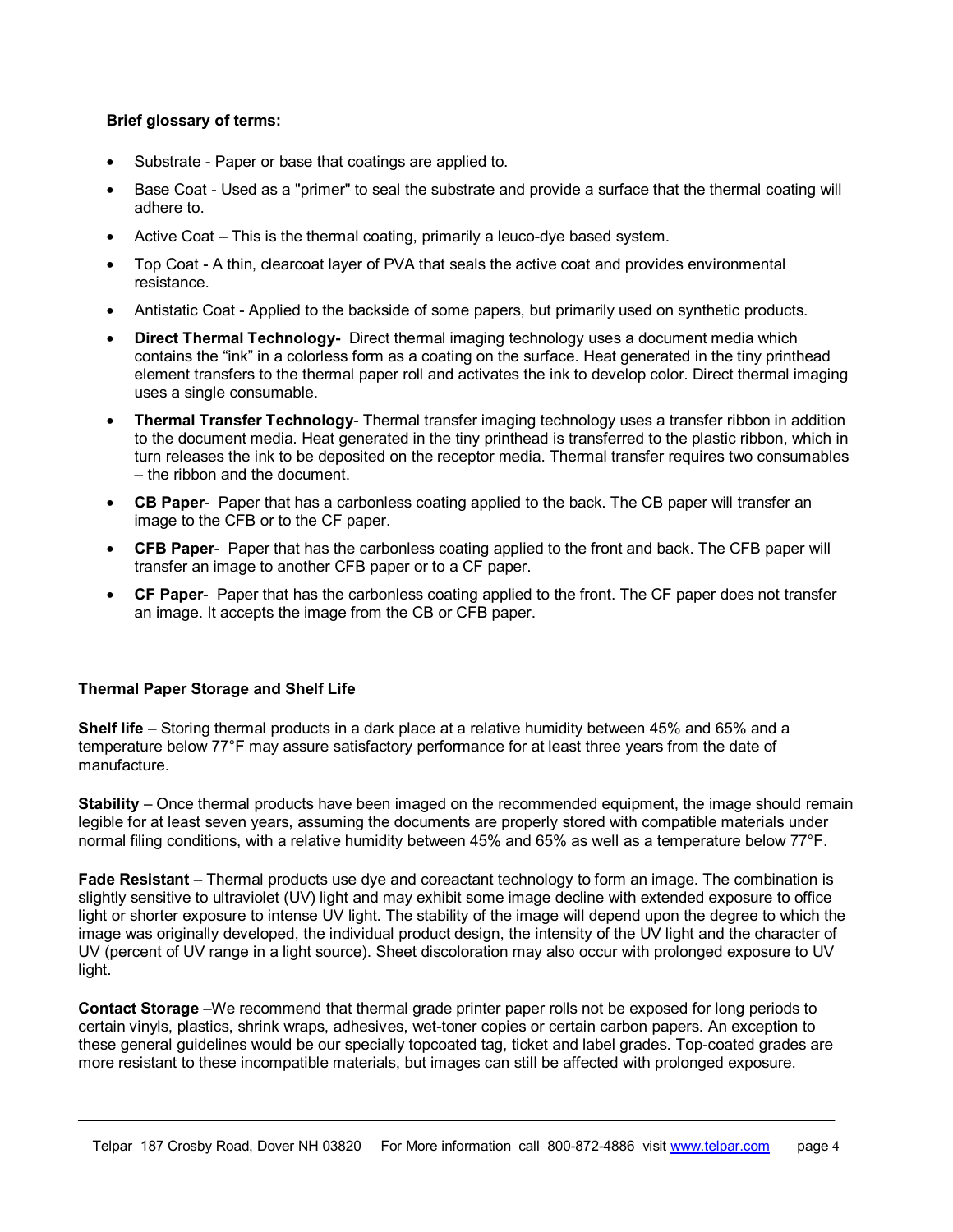**Brief glossary of terms:**

- Substrate - Paper or base that coatings are applied to.
- Base Coat - Used as a "primer" to seal the substrate and provide a surface that the thermal coating will adhere to.
- Active Coat – This is the thermal coating, primarily a leuco-dye based system.
- Top Coat - A thin, clearcoat layer of PVA that seals the active coat and provides environmental resistance.
- Antistatic Coat - Applied to the backside of some papers, but primarily used on synthetic products.
- **Direct Thermal Technology-** Direct thermal imaging technology uses a document media which contains the "ink" in a colorless form as a coating on the surface. Heat generated in the tiny printhead element transfers to the thermal paper roll and activates the ink to develop color. Direct thermal imaging uses a single consumable.
- **Thermal Transfer Technology**- Thermal transfer imaging technology uses a transfer ribbon in addition to the document media. Heat generated in the tiny printhead is transferred to the plastic ribbon, which in turn releases the ink to be deposited on the receptor media. Thermal transfer requires two consumables – the ribbon and the document.
- **CB Paper**- Paper that has a carbonless coating applied to the back. The CB paper will transfer an image to the CFB or to the CF paper.
- **CFB Paper**- Paper that has the carbonless coating applied to the front and back. The CFB paper will transfer an image to another CFB paper or to a CF paper.
- **CF Paper**- Paper that has the carbonless coating applied to the front. The CF paper does not transfer an image. It accepts the image from the CB or CFB paper.

**Thermal Paper Storage and Shelf Life**

**Shelf life** – Storing thermal products in a dark place at a relative humidity between 45% and 65% and a temperature below 77°F may assure satisfactory performance for at least three years from the date of manufacture.

**Stability** – Once thermal products have been imaged on the recommended equipment, the image should remain legible for at least seven years, assuming the documents are properly stored with compatible materials under normal filing conditions, with a relative humidity between 45% and 65% as well as a temperature below 77°F.

**Fade Resistant** – Thermal products use dye and coreactant technology to form an image. The combination is slightly sensitive to ultraviolet (UV) light and may exhibit some image decline with extended exposure to office light or shorter exposure to intense UV light. The stability of the image will depend upon the degree to which the image was originally developed, the individual product design, the intensity of the UV light and the character of UV (percent of UV range in a light source). Sheet discoloration may also occur with prolonged exposure to UV light.

**Contact Storage** –We recommend that thermal grade printer paper rolls not be exposed for long periods to certain vinyls, plastics, shrink wraps, adhesives, wet-toner copies or certain carbon papers. An exception to these general guidelines would be our specially topcoated tag, ticket and label grades. Top-coated grades are more resistant to these incompatible materials, but images can still be affected with prolonged exposure.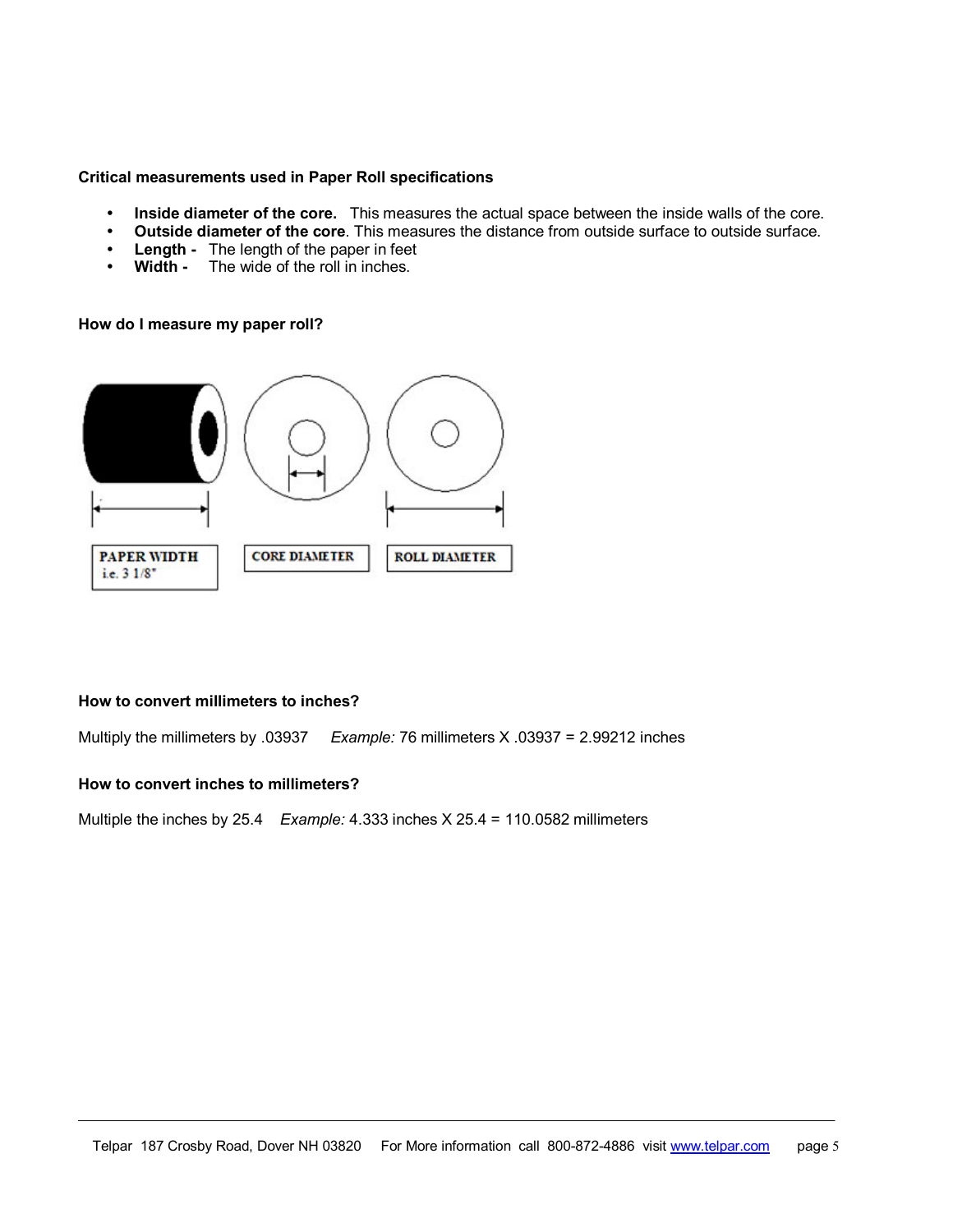**Critical measurements used in Paper Roll specifications**

- **Inside diameter of the core.** This measures the actual space between the inside walls of the core.
- **Outside diameter of the core**. This measures the distance from outside surface to outside surface.
- **Length -** The length of the paper in feet
- **Width -** The wide of the roll in inches.

**How do I measure my paper roll?**

PAPER WIDTH
i.e. 3 1/8"

CORE DIAMETER

ROLL DIAMETER

**How to convert millimeters to inches?**

Multiply the millimeters by .03937 *Example:* 76 millimeters X .03937 = 2.99212 inches

**How to convert inches to millimeters?**

Multiple the inches by 25.4 *Example:* 4.333 inches X 25.4 = 110.0582 millimeters

Telpar 187 Crosby Road, Dover NH 03820 For More information call 800-872-4886 visit www.telpar.com